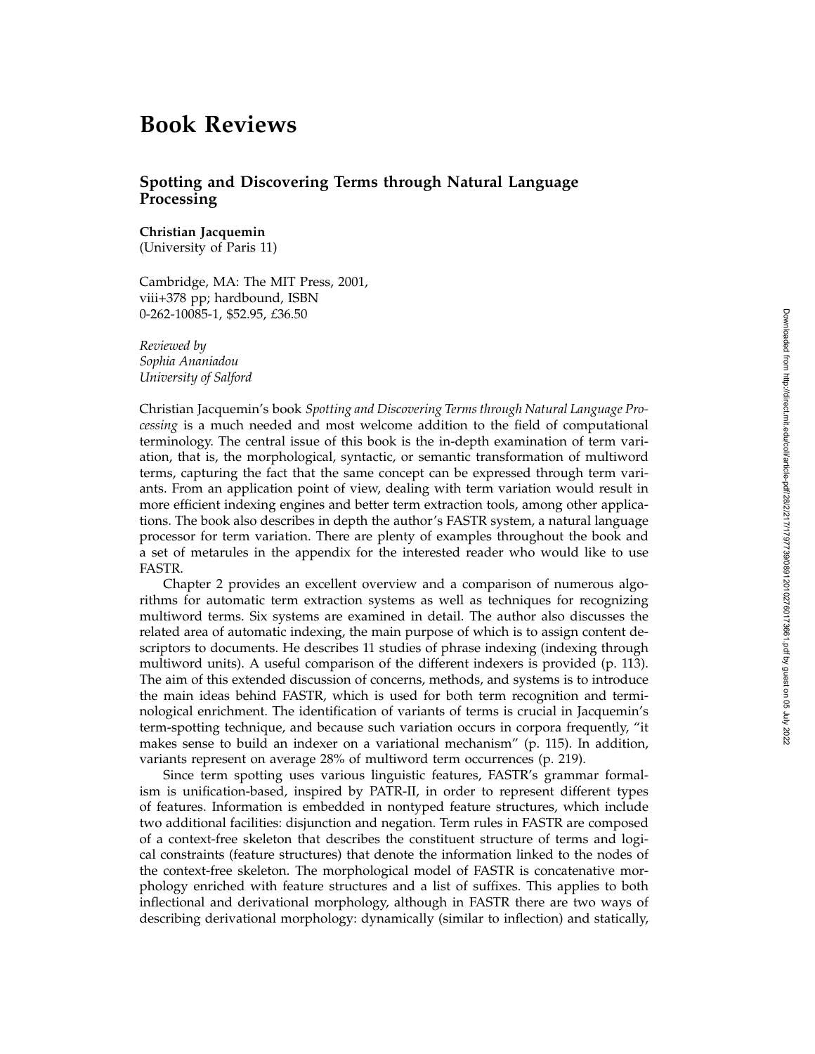# Book Reviews

## Spotting and Discovering Terms through Natural Language Processing

**Christian Jacquemin**
(University of Paris 11)

Cambridge, MA: The MIT Press, 2001,
viii+378 pp; hardbound, ISBN
0-262-10085-1, $52.95, £36.50

*Reviewed by*
*Sophia Ananiadou*
*University of Salford*

Christian Jacquemin's book *Spotting and Discovering Terms through Natural Language Processing* is a much needed and most welcome addition to the field of computational terminology. The central issue of this book is the in-depth examination of term variation, that is, the morphological, syntactic, or semantic transformation of multiword terms, capturing the fact that the same concept can be expressed through term variants. From an application point of view, dealing with term variation would result in more efficient indexing engines and better term extraction tools, among other applications. The book also describes in depth the author's FASTR system, a natural language processor for term variation. There are plenty of examples throughout the book and a set of metarules in the appendix for the interested reader who would like to use FASTR.

Chapter 2 provides an excellent overview and a comparison of numerous algorithms for automatic term extraction systems as well as techniques for recognizing multiword terms. Six systems are examined in detail. The author also discusses the related area of automatic indexing, the main purpose of which is to assign content descriptors to documents. He describes 11 studies of phrase indexing (indexing through multiword units). A useful comparison of the different indexers is provided (p. 113). The aim of this extended discussion of concerns, methods, and systems is to introduce the main ideas behind FASTR, which is used for both term recognition and terminological enrichment. The identification of variants of terms is crucial in Jacquemin's term-spotting technique, and because such variation occurs in corpora frequently, "it makes sense to build an indexer on a variational mechanism" (p. 115). In addition, variants represent on average 28% of multiword term occurrences (p. 219).

Since term spotting uses various linguistic features, FASTR's grammar formalism is unification-based, inspired by PATR-II, in order to represent different types of features. Information is embedded in nontyped feature structures, which include two additional facilities: disjunction and negation. Term rules in FASTR are composed of a context-free skeleton that describes the constituent structure of terms and logical constraints (feature structures) that denote the information linked to the nodes of the context-free skeleton. The morphological model of FASTR is concatenative morphology enriched with feature structures and a list of suffixes. This applies to both inflectional and derivational morphology, although in FASTR there are two ways of describing derivational morphology: dynamically (similar to inflection) and statically,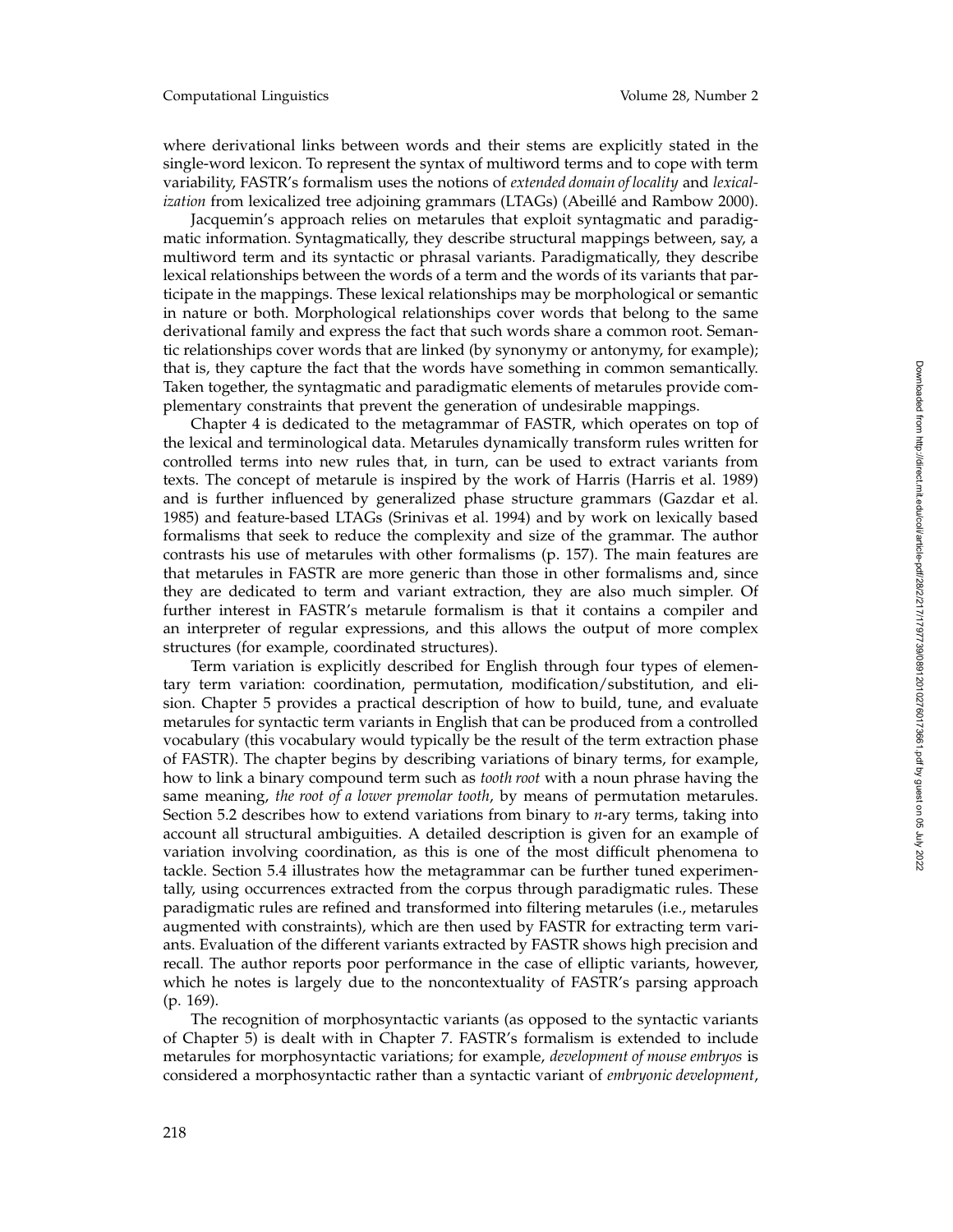where derivational links between words and their stems are explicitly stated in the single-word lexicon. To represent the syntax of multiword terms and to cope with term variability, FASTR's formalism uses the notions of *extended domain of locality* and *lexicalization* from lexicalized tree adjoining grammars (LTAGs) (Abeillé and Rambow 2000).

Jacquemin's approach relies on metarules that exploit syntagmatic and paradigmatic information. Syntagmatically, they describe structural mappings between, say, a multiword term and its syntactic or phrasal variants. Paradigmatically, they describe lexical relationships between the words of a term and the words of its variants that participate in the mappings. These lexical relationships may be morphological or semantic in nature or both. Morphological relationships cover words that belong to the same derivational family and express the fact that such words share a common root. Semantic relationships cover words that are linked (by synonymy or antonymy, for example); that is, they capture the fact that the words have something in common semantically. Taken together, the syntagmatic and paradigmatic elements of metarules provide complementary constraints that prevent the generation of undesirable mappings.

Chapter 4 is dedicated to the metagrammar of FASTR, which operates on top of the lexical and terminological data. Metarules dynamically transform rules written for controlled terms into new rules that, in turn, can be used to extract variants from texts. The concept of metarule is inspired by the work of Harris (Harris et al. 1989) and is further influenced by generalized phase structure grammars (Gazdar et al. 1985) and feature-based LTAGs (Srinivas et al. 1994) and by work on lexically based formalisms that seek to reduce the complexity and size of the grammar. The author contrasts his use of metarules with other formalisms (p. 157). The main features are that metarules in FASTR are more generic than those in other formalisms and, since they are dedicated to term and variant extraction, they are also much simpler. Of further interest in FASTR's metarule formalism is that it contains a compiler and an interpreter of regular expressions, and this allows the output of more complex structures (for example, coordinated structures).

Term variation is explicitly described for English through four types of elementary term variation: coordination, permutation, modification/substitution, and elision. Chapter 5 provides a practical description of how to build, tune, and evaluate metarules for syntactic term variants in English that can be produced from a controlled vocabulary (this vocabulary would typically be the result of the term extraction phase of FASTR). The chapter begins by describing variations of binary terms, for example, how to link a binary compound term such as *tooth root* with a noun phrase having the same meaning, *the root of a lower premolar tooth*, by means of permutation metarules. Section 5.2 describes how to extend variations from binary to *n*-ary terms, taking into account all structural ambiguities. A detailed description is given for an example of variation involving coordination, as this is one of the most difficult phenomena to tackle. Section 5.4 illustrates how the metagrammar can be further tuned experimentally, using occurrences extracted from the corpus through paradigmatic rules. These paradigmatic rules are refined and transformed into filtering metarules (i.e., metarules augmented with constraints), which are then used by FASTR for extracting term variants. Evaluation of the different variants extracted by FASTR shows high precision and recall. The author reports poor performance in the case of elliptic variants, however, which he notes is largely due to the noncontextuality of FASTR's parsing approach (p. 169).

The recognition of morphosyntactic variants (as opposed to the syntactic variants of Chapter 5) is dealt with in Chapter 7. FASTR's formalism is extended to include metarules for morphosyntactic variations; for example, *development of mouse embryos* is considered a morphosyntactic rather than a syntactic variant of *embryonic development*,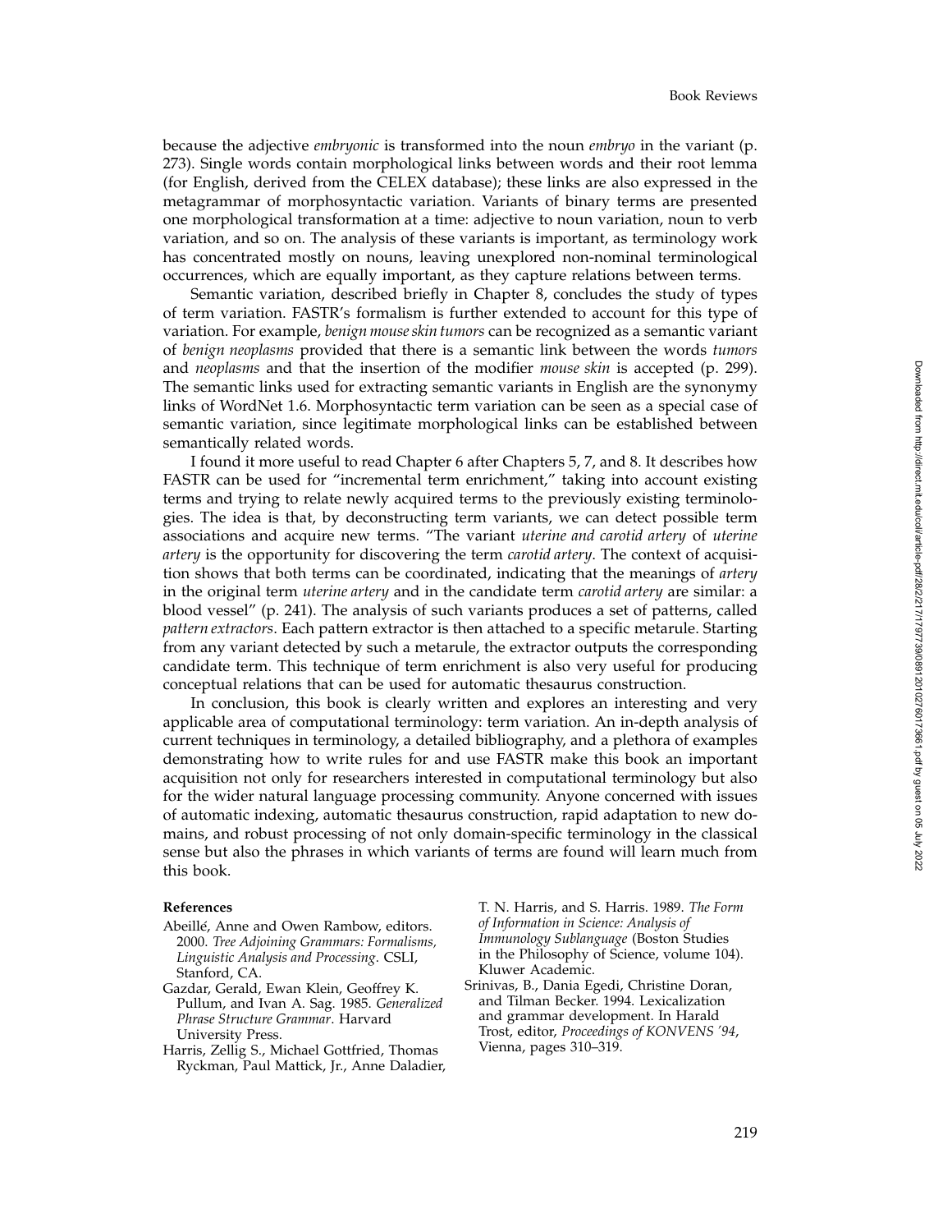because the adjective *embryonic* is transformed into the noun *embryo* in the variant (p. 273). Single words contain morphological links between words and their root lemma (for English, derived from the CELEX database); these links are also expressed in the metagrammar of morphosyntactic variation. Variants of binary terms are presented one morphological transformation at a time: adjective to noun variation, noun to verb variation, and so on. The analysis of these variants is important, as terminology work has concentrated mostly on nouns, leaving unexplored non-nominal terminological occurrences, which are equally important, as they capture relations between terms.

Semantic variation, described briefly in Chapter 8, concludes the study of types of term variation. FASTR's formalism is further extended to account for this type of variation. For example, *benign mouse skin tumors* can be recognized as a semantic variant of *benign neoplasms* provided that there is a semantic link between the words *tumors* and *neoplasms* and that the insertion of the modifier *mouse skin* is accepted (p. 299). The semantic links used for extracting semantic variants in English are the synonymy links of WordNet 1.6. Morphosyntactic term variation can be seen as a special case of semantic variation, since legitimate morphological links can be established between semantically related words.

I found it more useful to read Chapter 6 after Chapters 5, 7, and 8. It describes how FASTR can be used for "incremental term enrichment," taking into account existing terms and trying to relate newly acquired terms to the previously existing terminologies. The idea is that, by deconstructing term variants, we can detect possible term associations and acquire new terms. "The variant *uterine and carotid artery* of *uterine artery* is the opportunity for discovering the term *carotid artery*. The context of acquisition shows that both terms can be coordinated, indicating that the meanings of *artery* in the original term *uterine artery* and in the candidate term *carotid artery* are similar: a blood vessel" (p. 241). The analysis of such variants produces a set of patterns, called *pattern extractors*. Each pattern extractor is then attached to a specific metarule. Starting from any variant detected by such a metarule, the extractor outputs the corresponding candidate term. This technique of term enrichment is also very useful for producing conceptual relations that can be used for automatic thesaurus construction.

In conclusion, this book is clearly written and explores an interesting and very applicable area of computational terminology: term variation. An in-depth analysis of current techniques in terminology, a detailed bibliography, and a plethora of examples demonstrating how to write rules for and use FASTR make this book an important acquisition not only for researchers interested in computational terminology but also for the wider natural language processing community. Anyone concerned with issues of automatic indexing, automatic thesaurus construction, rapid adaptation to new domains, and robust processing of not only domain-specific terminology in the classical sense but also the phrases in which variants of terms are found will learn much from this book.

#### References

Abeillé, Anne and Owen Rambow, editors. 2000. *Tree Adjoining Grammars: Formalisms, Linguistic Analysis and Processing*. CSLI, Stanford, CA.

Gazdar, Gerald, Ewan Klein, Geoffrey K. Pullum, and Ivan A. Sag. 1985. *Generalized Phrase Structure Grammar*. Harvard University Press.

Harris, Zellig S., Michael Gottfried, Thomas Ryckman, Paul Mattick, Jr., Anne Daladier, T. N. Harris, and S. Harris. 1989. *The Form of Information in Science: Analysis of Immunology Sublanguage* (Boston Studies in the Philosophy of Science, volume 104). Kluwer Academic.

Srinivas, B., Dania Egedi, Christine Doran, and Tilman Becker. 1994. Lexicalization and grammar development. In Harald Trost, editor, *Proceedings of KONVENS '94*, Vienna, pages 310–319.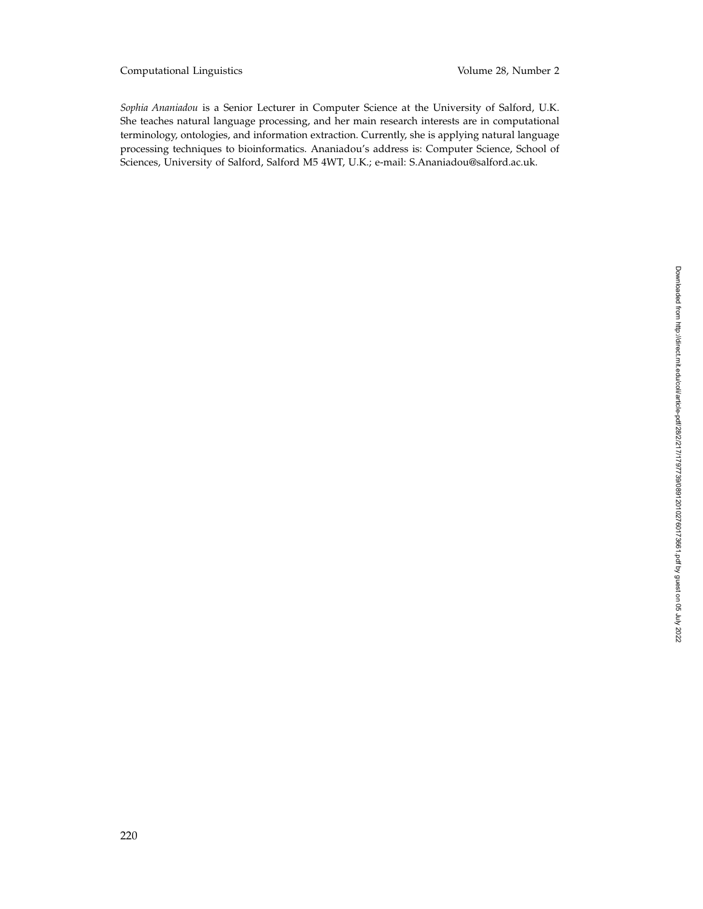*Sophia Ananiadou* is a Senior Lecturer in Computer Science at the University of Salford, U.K. She teaches natural language processing, and her main research interests are in computational terminology, ontologies, and information extraction. Currently, she is applying natural language processing techniques to bioinformatics. Ananiadou's address is: Computer Science, School of Sciences, University of Salford, Salford M5 4WT, U.K.; e-mail: S.Ananiadou@salford.ac.uk.